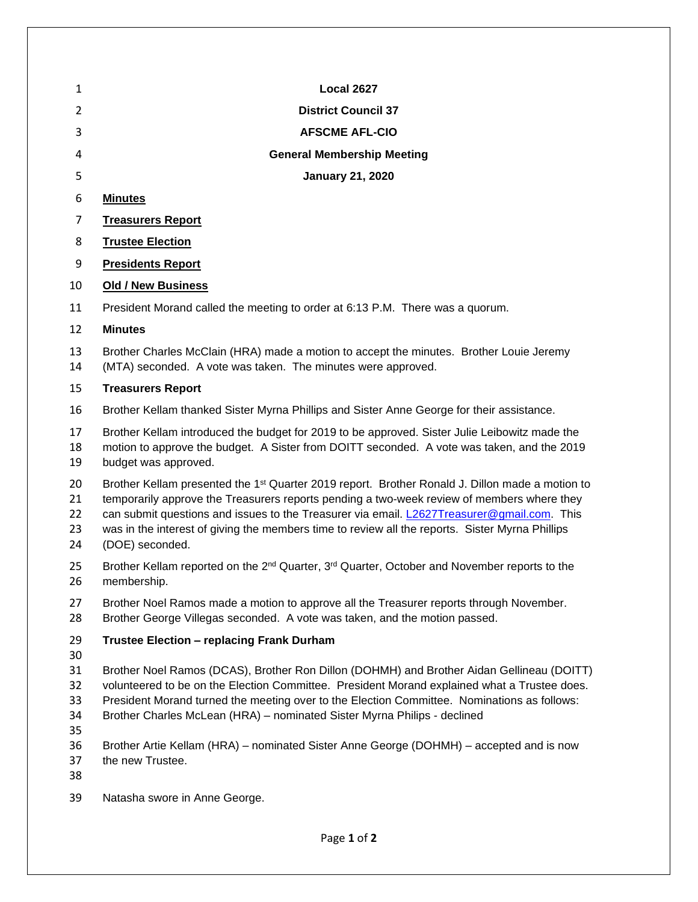**Local 2627**

**District Council 37**

**AFSCME AFL-CIO**

**General Membership Meeting**

**January 21, 2020**

**<u>Minutes</u>**

**<u>Treasurers Report</u>**

**<u>Trustee Election</u>**

**<u>Presidents Report</u>**

**<u>Old / New Business</u>**

President Morand called the meeting to order at 6:13 P.M. There was a quorum.

**Minutes**

Brother Charles McClain (HRA) made a motion to accept the minutes. Brother Louie Jeremy (MTA) seconded. A vote was taken. The minutes were approved.

**Treasurers Report**

Brother Kellam thanked Sister Myrna Phillips and Sister Anne George for their assistance.

Brother Kellam introduced the budget for 2019 to be approved. Sister Julie Leibowitz made the motion to approve the budget. A Sister from DOITT seconded. A vote was taken, and the 2019 budget was approved.

Brother Kellam presented the 1st Quarter 2019 report. Brother Ronald J. Dillon made a motion to temporarily approve the Treasurers reports pending a two-week review of members where they can submit questions and issues to the Treasurer via email. L2627Treasurer@gmail.com. This was in the interest of giving the members time to review all the reports. Sister Myrna Phillips (DOE) seconded.

Brother Kellam reported on the 2nd Quarter, 3rd Quarter, October and November reports to the membership.

Brother Noel Ramos made a motion to approve all the Treasurer reports through November. Brother George Villegas seconded. A vote was taken, and the motion passed.

**Trustee Election – replacing Frank Durham**

Brother Noel Ramos (DCAS), Brother Ron Dillon (DOHMH) and Brother Aidan Gellineau (DOITT) volunteered to be on the Election Committee. President Morand explained what a Trustee does. President Morand turned the meeting over to the Election Committee. Nominations as follows:
Brother Charles McLean (HRA) – nominated Sister Myrna Philips - declined

Brother Artie Kellam (HRA) – nominated Sister Anne George (DOHMH) – accepted and is now the new Trustee.

Natasha swore in Anne George.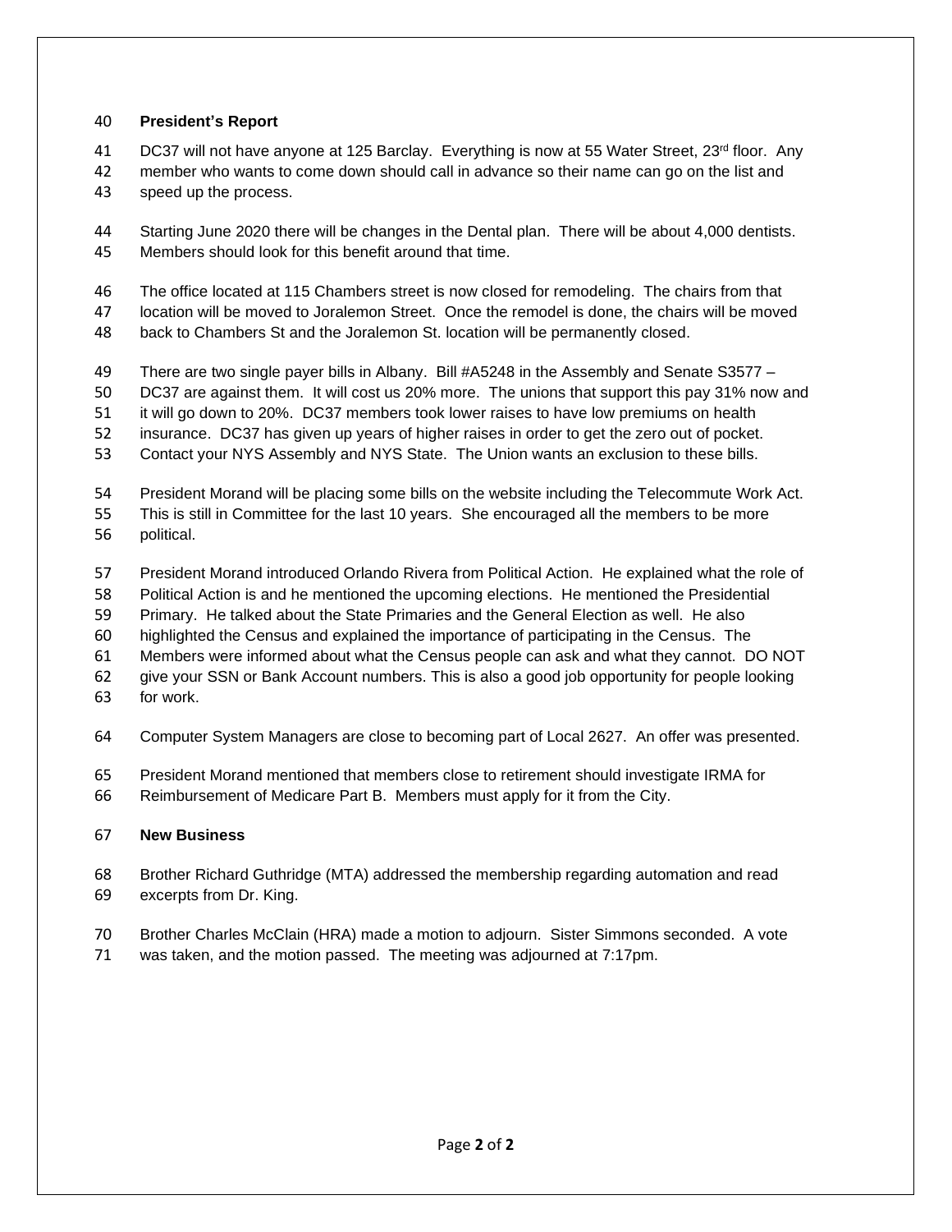**President's Report**

DC37 will not have anyone at 125 Barclay. Everything is now at 55 Water Street, 23rd floor. Any member who wants to come down should call in advance so their name can go on the list and speed up the process.

Starting June 2020 there will be changes in the Dental plan. There will be about 4,000 dentists. Members should look for this benefit around that time.

The office located at 115 Chambers street is now closed for remodeling. The chairs from that location will be moved to Joralemon Street. Once the remodel is done, the chairs will be moved back to Chambers St and the Joralemon St. location will be permanently closed.

There are two single payer bills in Albany. Bill #A5248 in the Assembly and Senate S3577 – DC37 are against them. It will cost us 20% more. The unions that support this pay 31% now and it will go down to 20%. DC37 members took lower raises to have low premiums on health insurance. DC37 has given up years of higher raises in order to get the zero out of pocket. Contact your NYS Assembly and NYS State. The Union wants an exclusion to these bills.

President Morand will be placing some bills on the website including the Telecommute Work Act. This is still in Committee for the last 10 years. She encouraged all the members to be more political.

President Morand introduced Orlando Rivera from Political Action. He explained what the role of Political Action is and he mentioned the upcoming elections. He mentioned the Presidential Primary. He talked about the State Primaries and the General Election as well. He also highlighted the Census and explained the importance of participating in the Census. The Members were informed about what the Census people can ask and what they cannot. DO NOT give your SSN or Bank Account numbers. This is also a good job opportunity for people looking for work.

Computer System Managers are close to becoming part of Local 2627. An offer was presented.

President Morand mentioned that members close to retirement should investigate IRMA for Reimbursement of Medicare Part B. Members must apply for it from the City.

**New Business**

Brother Richard Guthridge (MTA) addressed the membership regarding automation and read excerpts from Dr. King.

Brother Charles McClain (HRA) made a motion to adjourn. Sister Simmons seconded. A vote was taken, and the motion passed. The meeting was adjourned at 7:17pm.